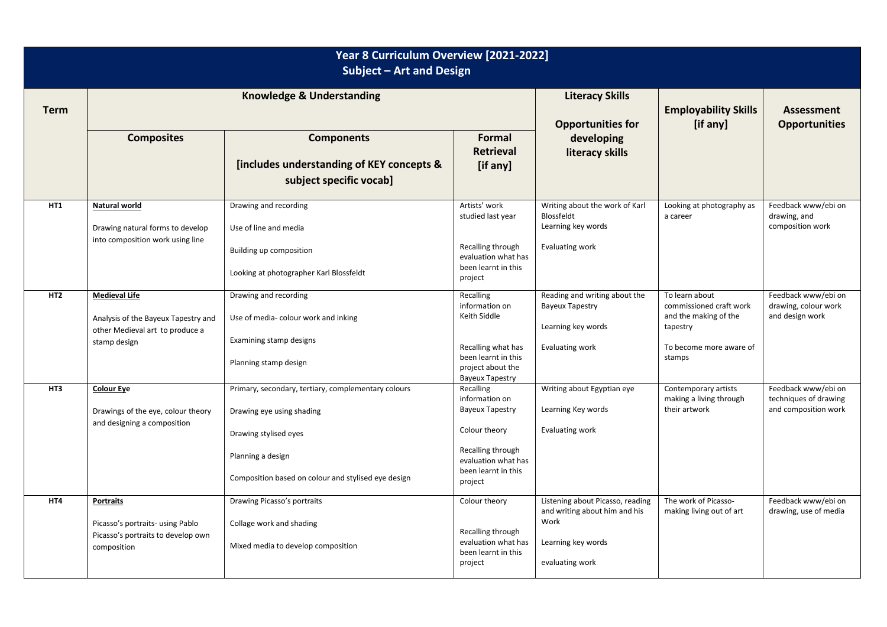# Year 8 Curriculum Overview [2021-2022]
## Subject – Art and Design

| Term | Knowledge & Understanding | | | Literacy Skills | Employability Skills [if any] | Assessment Opportunities |
|---|---|---|---|---|---|---|
| | **Composites** | **Components** [includes understanding of KEY concepts & subject specific vocab] | **Formal Retrieval** [if any] | **Opportunities for developing literacy skills** | | |
| **HT1** | **Natural world**<br><br>Drawing natural forms to develop into composition work using line | Drawing and recording<br><br>Use of line and media<br><br>Building up composition<br><br>Looking at photographer Karl Blossfeldt | Artists' work studied last year<br><br>Recalling through evaluation what has been learnt in this project | Writing about the work of Karl Blossfeldt<br>Learning key words<br><br>Evaluating work | Looking at photography as a career | Feedback www/ebi on drawing, and composition work |
| **HT2** | **Medieval Life**<br><br>Analysis of the Bayeux Tapestry and other Medieval art to produce a stamp design | Drawing and recording<br><br>Use of media- colour work and inking<br><br>Examining stamp designs<br><br>Planning stamp design | Recalling information on Keith Siddle<br><br>Recalling what has been learnt in this project about the Bayeux Tapestry | Reading and writing about the Bayeux Tapestry<br><br>Learning key words<br><br>Evaluating work | To learn about commissioned craft work and the making of the tapestry<br><br>To become more aware of stamps | Feedback www/ebi on drawing, colour work and design work |
| **HT3** | **Colour Eye**<br><br>Drawings of the eye, colour theory and designing a composition | Primary, secondary, tertiary, complementary colours<br><br>Drawing eye using shading<br><br>Drawing stylised eyes<br><br>Planning a design<br><br>Composition based on colour and stylised eye design | Recalling information on Bayeux Tapestry<br><br>Colour theory<br><br>Recalling through evaluation what has been learnt in this project | Writing about Egyptian eye<br><br>Learning Key words<br><br>Evaluating work | Contemporary artists making a living through their artwork | Feedback www/ebi on techniques of drawing and composition work |
| **HT4** | **Portraits**<br><br>Picasso's portraits- using Pablo Picasso's portraits to develop own composition | Drawing Picasso's portraits<br><br>Collage work and shading<br><br>Mixed media to develop composition | Colour theory<br><br>Recalling through evaluation what has been learnt in this project | Listening about Picasso, reading and writing about him and his Work<br><br>Learning key words<br><br>evaluating work | The work of Picasso- making living out of art | Feedback www/ebi on drawing, use of media |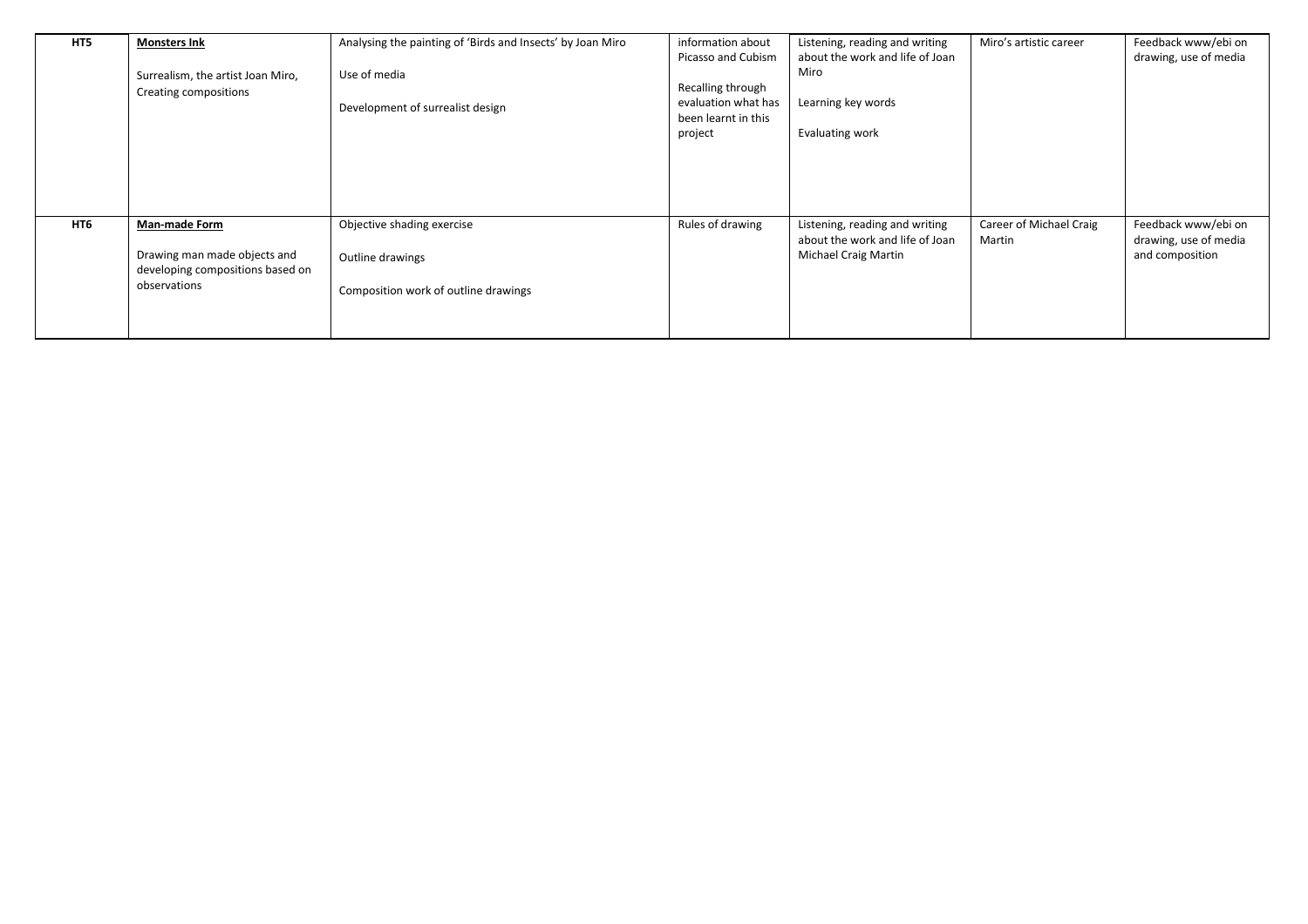| | | | | | | |
|---|---|---|---|---|---|---|
| **HT5** | **Monsters Ink**<br><br>Surrealism, the artist Joan Miro, Creating compositions | Analysing the painting of 'Birds and Insects' by Joan Miro<br><br>Use of media<br><br>Development of surrealist design | information about Picasso and Cubism<br><br>Recalling through evaluation what has been learnt in this project | Listening, reading and writing about the work and life of Joan Miro<br><br>Learning key words<br><br>Evaluating work | Miro's artistic career | Feedback www/ebi on drawing, use of media |
| **HT6** | **Man-made Form**<br><br>Drawing man made objects and developing compositions based on observations | Objective shading exercise<br><br>Outline drawings<br><br>Composition work of outline drawings | Rules of drawing | Listening, reading and writing about the work and life of Joan Michael Craig Martin | Career of Michael Craig Martin | Feedback www/ebi on drawing, use of media and composition |